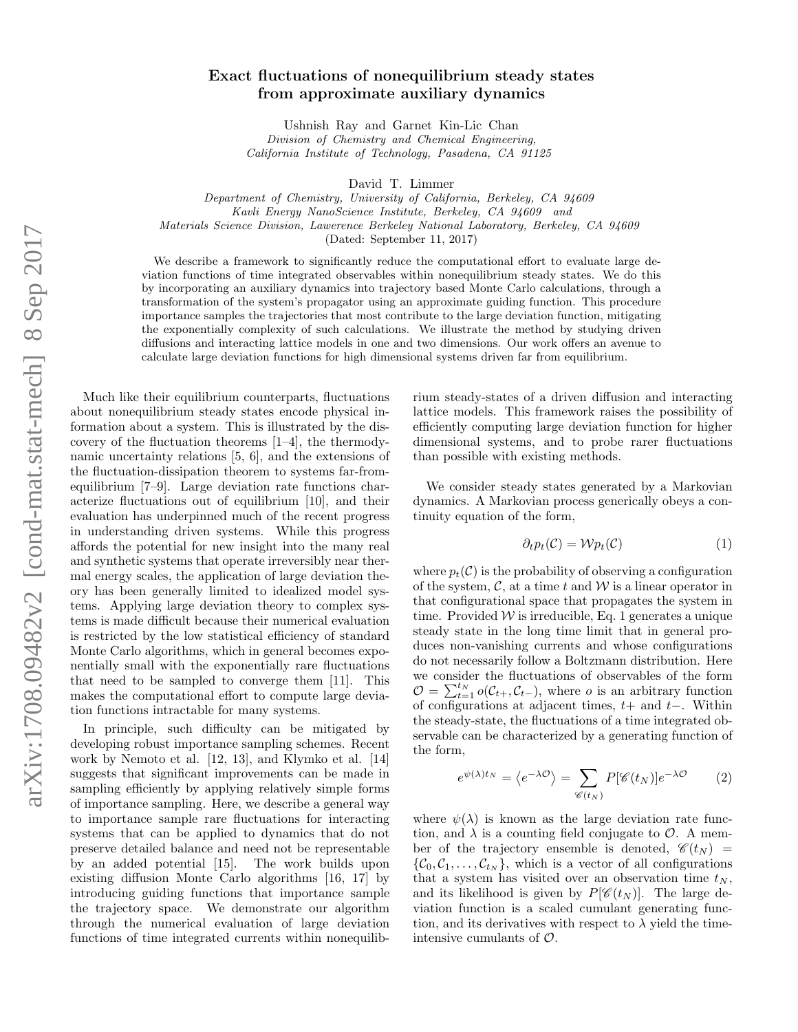# Exact fluctuations of nonequilibrium steady states from approximate auxiliary dynamics

Ushnish Ray and Garnet Kin-Lic Chan

*Division of Chemistry and Chemical Engineering, California Institute of Technology, Pasadena, CA 91125*

David T. Limmer

*Department of Chemistry, University of California, Berkeley, CA 94609*
*Kavli Energy NanoScience Institute, Berkeley, CA 94609 and*
*Materials Science Division, Lawerence Berkeley National Laboratory, Berkeley, CA 94609*

(Dated: September 11, 2017)

We describe a framework to significantly reduce the computational effort to evaluate large deviation functions of time integrated observables within nonequilibrium steady states. We do this by incorporating an auxiliary dynamics into trajectory based Monte Carlo calculations, through a transformation of the system's propagator using an approximate guiding function. This procedure importance samples the trajectories that most contribute to the large deviation function, mitigating the exponentially complexity of such calculations. We illustrate the method by studying driven diffusions and interacting lattice models in one and two dimensions. Our work offers an avenue to calculate large deviation functions for high dimensional systems driven far from equilibrium.

Much like their equilibrium counterparts, fluctuations about nonequilibrium steady states encode physical information about a system. This is illustrated by the discovery of the fluctuation theorems [1–4], the thermodynamic uncertainty relations [5, 6], and the extensions of the fluctuation-dissipation theorem to systems far-from-equilibrium [7–9]. Large deviation rate functions characterize fluctuations out of equilibrium [10], and their evaluation has underpinned much of the recent progress in understanding driven systems. While this progress affords the potential for new insight into the many real and synthetic systems that operate irreversibly near thermal energy scales, the application of large deviation theory has been generally limited to idealized model systems. Applying large deviation theory to complex systems is made difficult because their numerical evaluation is restricted by the low statistical efficiency of standard Monte Carlo algorithms, which in general becomes exponentially small with the exponentially rare fluctuations that need to be sampled to converge them [11]. This makes the computational effort to compute large deviation functions intractable for many systems.

In principle, such difficulty can be mitigated by developing robust importance sampling schemes. Recent work by Nemoto et al. [12, 13], and Klymko et al. [14] suggests that significant improvements can be made in sampling efficiently by applying relatively simple forms of importance sampling. Here, we describe a general way to importance sample rare fluctuations for interacting systems that can be applied to dynamics that do not preserve detailed balance and need not be representable by an added potential [15]. The work builds upon existing diffusion Monte Carlo algorithms [16, 17] by introducing guiding functions that importance sample the trajectory space. We demonstrate our algorithm through the numerical evaluation of large deviation functions of time integrated currents within nonequilibrium steady-states of a driven diffusion and interacting lattice models. This framework raises the possibility of efficiently computing large deviation function for higher dimensional systems, and to probe rarer fluctuations than possible with existing methods.

We consider steady states generated by a Markovian dynamics. A Markovian process generically obeys a continuity equation of the form,

$$\partial_t p_t(\mathcal{C}) = \mathcal{W} p_t(\mathcal{C}) \tag{1}$$

where $p_t(\mathcal{C})$ is the probability of observing a configuration of the system, $\mathcal{C}$, at a time $t$ and $\mathcal{W}$ is a linear operator in that configurational space that propagates the system in time. Provided $\mathcal{W}$ is irreducible, Eq. 1 generates a unique steady state in the long time limit that in general produces non-vanishing currents and whose configurations do not necessarily follow a Boltzmann distribution. Here we consider the fluctuations of observables of the form $\mathcal{O} = \sum_{t=1}^{t_N} o(\mathcal{C}_{t+}, \mathcal{C}_{t-})$, where $o$ is an arbitrary function of configurations at adjacent times, $t+$ and $t-$. Within the steady-state, the fluctuations of a time integrated observable can be characterized by a generating function of the form,

$$e^{\psi(\lambda) t_N} = \left\langle e^{-\lambda \mathcal{O}} \right\rangle = \sum_{\mathscr{C}(t_N)} P[\mathscr{C}(t_N)] e^{-\lambda \mathcal{O}} \tag{2}$$

where $\psi(\lambda)$ is known as the large deviation rate function, and $\lambda$ is a counting field conjugate to $\mathcal{O}$. A member of the trajectory ensemble is denoted, $\mathscr{C}(t_N) = \{\mathcal{C}_0, \mathcal{C}_1, \ldots, \mathcal{C}_{t_N}\}$, which is a vector of all configurations that a system has visited over an observation time $t_N$, and its likelihood is given by $P[\mathscr{C}(t_N)]$. The large deviation function is a scaled cumulant generating function, and its derivatives with respect to $\lambda$ yield the time-intensive cumulants of $\mathcal{O}$.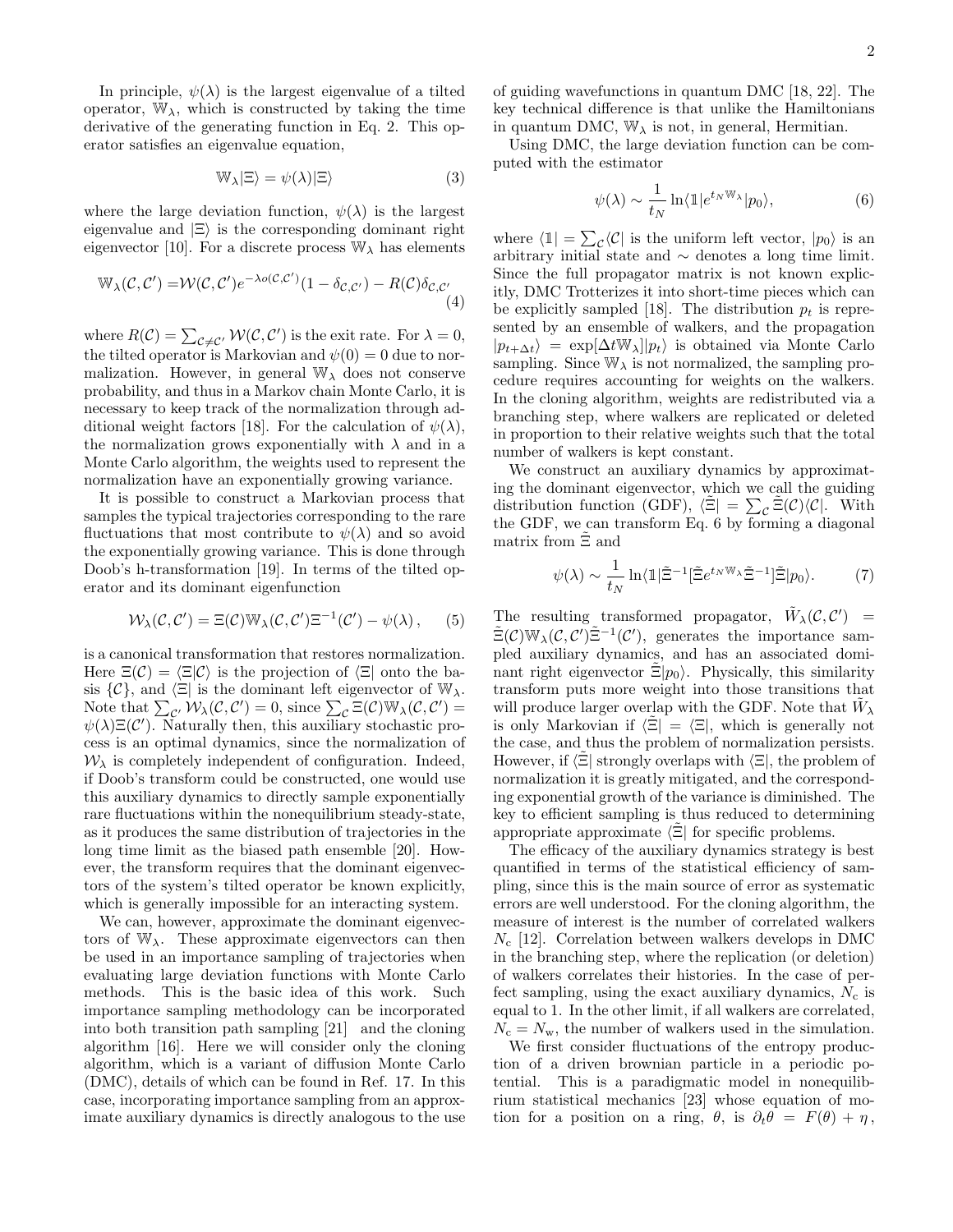In principle, $\psi(\lambda)$ is the largest eigenvalue of a tilted operator, $\mathbb{W}_\lambda$, which is constructed by taking the time derivative of the generating function in Eq. 2. This operator satisfies an eigenvalue equation,

$$\mathbb{W}_\lambda|\Xi\rangle = \psi(\lambda)|\Xi\rangle \tag{3}$$

where the large deviation function, $\psi(\lambda)$ is the largest eigenvalue and $|\Xi\rangle$ is the corresponding dominant right eigenvector [10]. For a discrete process $\mathbb{W}_\lambda$ has elements

$$\mathbb{W}_\lambda(\mathcal{C},\mathcal{C}') = \mathcal{W}(\mathcal{C},\mathcal{C}')e^{-\lambda o(\mathcal{C},\mathcal{C}')}(1-\delta_{\mathcal{C},\mathcal{C}'}) - R(\mathcal{C})\delta_{\mathcal{C},\mathcal{C}'} \tag{4}$$

where $R(\mathcal{C}) = \sum_{\mathcal{C}\neq\mathcal{C}'}\mathcal{W}(\mathcal{C},\mathcal{C}')$ is the exit rate. For $\lambda = 0$, the tilted operator is Markovian and $\psi(0) = 0$ due to normalization. However, in general $\mathbb{W}_\lambda$ does not conserve probability, and thus in a Markov chain Monte Carlo, it is necessary to keep track of the normalization through additional weight factors [18]. For the calculation of $\psi(\lambda)$, the normalization grows exponentially with $\lambda$ and in a Monte Carlo algorithm, the weights used to represent the normalization have an exponentially growing variance.

It is possible to construct a Markovian process that samples the typical trajectories corresponding to the rare fluctuations that most contribute to $\psi(\lambda)$ and so avoid the exponentially growing variance. This is done through Doob's h-transformation [19]. In terms of the tilted operator and its dominant eigenfunction

$$\mathcal{W}_\lambda(\mathcal{C},\mathcal{C}') = \Xi(\mathcal{C})\mathbb{W}_\lambda(\mathcal{C},\mathcal{C}')\Xi^{-1}(\mathcal{C}') - \psi(\lambda)\,, \tag{5}$$

is a canonical transformation that restores normalization. Here $\Xi(\mathcal{C}) = \langle\Xi|\mathcal{C}\rangle$ is the projection of $\langle\Xi|$ onto the basis $\{\mathcal{C}\}$, and $\langle\Xi|$ is the dominant left eigenvector of $\mathbb{W}_\lambda$. Note that $\sum_{\mathcal{C}'}\mathcal{W}_\lambda(\mathcal{C},\mathcal{C}') = 0$, since $\sum_{\mathcal{C}}\Xi(\mathcal{C})\mathbb{W}_\lambda(\mathcal{C},\mathcal{C}') = \psi(\lambda)\Xi(\mathcal{C}')$. Naturally then, this auxiliary stochastic process is an optimal dynamics, since the normalization of $\mathcal{W}_\lambda$ is completely independent of configuration. Indeed, if Doob's transform could be constructed, one would use this auxiliary dynamics to directly sample exponentially rare fluctuations within the nonequilibrium steady-state, as it produces the same distribution of trajectories in the long time limit as the biased path ensemble [20]. However, the transform requires that the dominant eigenvectors of the system's tilted operator be known explicitly, which is generally impossible for an interacting system.

We can, however, approximate the dominant eigenvectors of $\mathbb{W}_\lambda$. These approximate eigenvectors can then be used in an importance sampling of trajectories when evaluating large deviation functions with Monte Carlo methods. This is the basic idea of this work. Such importance sampling methodology can be incorporated into both transition path sampling [21] and the cloning algorithm [16]. Here we will consider only the cloning algorithm, which is a variant of diffusion Monte Carlo (DMC), details of which can be found in Ref. 17. In this case, incorporating importance sampling from an approximate auxiliary dynamics is directly analogous to the use of guiding wavefunctions in quantum DMC [18, 22]. The key technical difference is that unlike the Hamiltonians in quantum DMC, $\mathbb{W}_\lambda$ is not, in general, Hermitian.

Using DMC, the large deviation function can be computed with the estimator

$$\psi(\lambda) \sim \frac{1}{t_N}\ln\langle\mathbb{1}|e^{t_N\mathbb{W}_\lambda}|p_0\rangle, \tag{6}$$

where $\langle\mathbb{1}| = \sum_{\mathcal{C}}\langle\mathcal{C}|$ is the uniform left vector, $|p_0\rangle$ is an arbitrary initial state and $\sim$ denotes a long time limit. Since the full propagator matrix is not known explicitly, DMC Trotterizes it into short-time pieces which can be explicitly sampled [18]. The distribution $p_t$ is represented by an ensemble of walkers, and the propagation $|p_{t+\Delta t}\rangle = \exp[\Delta t\mathbb{W}_\lambda]|p_t\rangle$ is obtained via Monte Carlo sampling. Since $\mathbb{W}_\lambda$ is not normalized, the sampling procedure requires accounting for weights on the walkers. In the cloning algorithm, weights are redistributed via a branching step, where walkers are replicated or deleted in proportion to their relative weights such that the total number of walkers is kept constant.

We construct an auxiliary dynamics by approximating the dominant eigenvector, which we call the guiding distribution function (GDF), $\langle\tilde{\Xi}| = \sum_{\mathcal{C}}\tilde{\Xi}(\mathcal{C})\langle\mathcal{C}|$. With the GDF, we can transform Eq. 6 by forming a diagonal matrix from $\tilde{\Xi}$ and

$$\psi(\lambda) \sim \frac{1}{t_N}\ln\langle\mathbb{1}|\tilde{\Xi}^{-1}[\tilde{\Xi}e^{t_N\mathbb{W}_\lambda}\tilde{\Xi}^{-1}]\tilde{\Xi}|p_0\rangle. \tag{7}$$

The resulting transformed propagator, $\tilde{W}_\lambda(\mathcal{C},\mathcal{C}') = \tilde{\Xi}(\mathcal{C})\mathbb{W}_\lambda(\mathcal{C},\mathcal{C}')\tilde{\Xi}^{-1}(\mathcal{C}')$, generates the importance sampled auxiliary dynamics, and has an associated dominant right eigenvector $\tilde{\Xi}|p_0\rangle$. Physically, this similarity transform puts more weight into those transitions that will produce larger overlap with the GDF. Note that $\tilde{W}_\lambda$ is only Markovian if $\langle\tilde{\Xi}| = \langle\Xi|$, which is generally not the case, and thus the problem of normalization persists. However, if $\langle\tilde{\Xi}|$ strongly overlaps with $\langle\Xi|$, the problem of normalization it is greatly mitigated, and the corresponding exponential growth of the variance is diminished. The key to efficient sampling is thus reduced to determining appropriate approximate $\langle\tilde{\Xi}|$ for specific problems.

The efficacy of the auxiliary dynamics strategy is best quantified in terms of the statistical efficiency of sampling, since this is the main source of error as systematic errors are well understood. For the cloning algorithm, the measure of interest is the number of correlated walkers $N_\mathrm{c}$ [12]. Correlation between walkers develops in DMC in the branching step, where the replication (or deletion) of walkers correlates their histories. In the case of perfect sampling, using the exact auxiliary dynamics, $N_\mathrm{c}$ is equal to 1. In the other limit, if all walkers are correlated, $N_\mathrm{c} = N_\mathrm{w}$, the number of walkers used in the simulation.

We first consider fluctuations of the entropy production of a driven brownian particle in a periodic potential. This is a paradigmatic model in nonequilibrium statistical mechanics [23] whose equation of motion for a position on a ring, $\theta$, is $\partial_t\theta = F(\theta) + \eta$,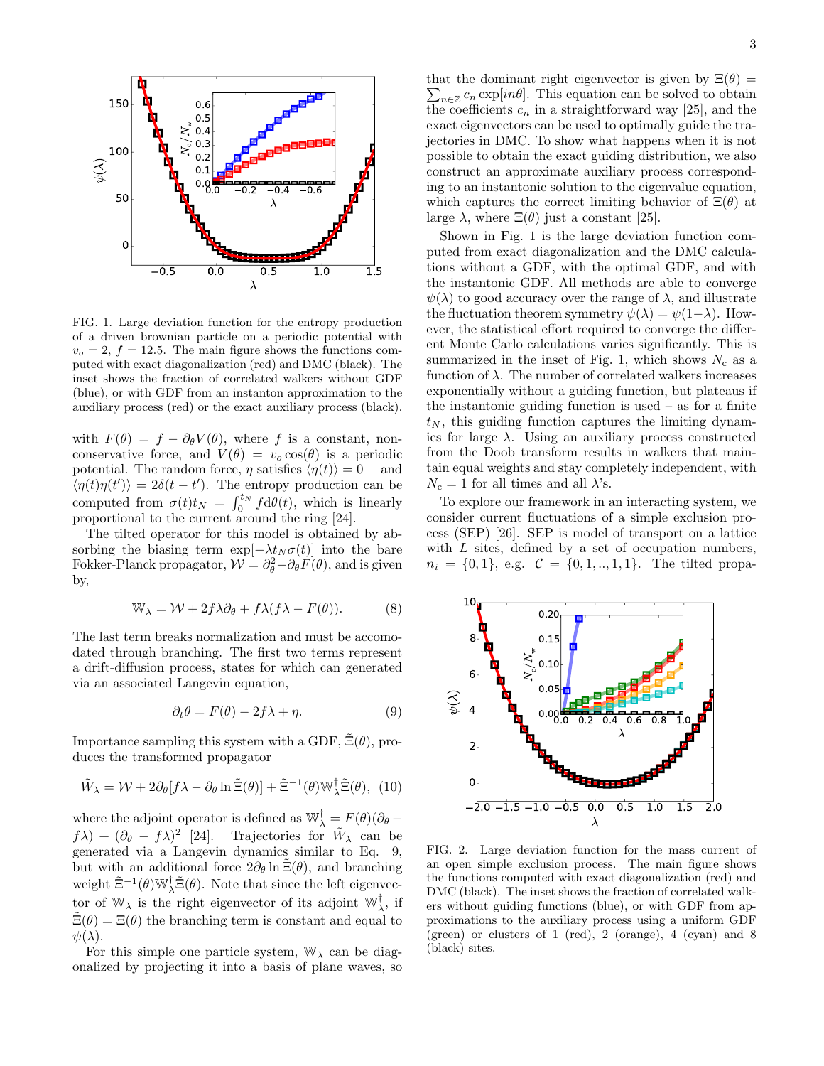FIG. 1. Large deviation function for the entropy production of a driven brownian particle on a periodic potential with $v_o = 2$, $f = 12.5$. The main figure shows the functions computed with exact diagonalization (red) and DMC (black). The inset shows the fraction of correlated walkers without GDF (blue), or with GDF from an instanton approximation to the auxiliary process (red) or the exact auxiliary process (black).

with $F(\theta) = f - \partial_\theta V(\theta)$, where $f$ is a constant, non-conservative force, and $V(\theta) = v_o \cos(\theta)$ is a periodic potential. The random force, $\eta$ satisfies $\langle \eta(t) \rangle = 0$ and $\langle \eta(t)\eta(t') \rangle = 2\delta(t-t')$. The entropy production can be computed from $\sigma(t)t_N = \int_0^{t_N} f \mathrm{d}\theta(t)$, which is linearly proportional to the current around the ring [24].

The tilted operator for this model is obtained by absorbing the biasing term $\exp[-\lambda t_N \sigma(t)]$ into the bare Fokker-Planck propagator, $\mathcal{W} = \partial_\theta^2 - \partial_\theta F(\theta)$, and is given by,

$$\mathbb{W}_\lambda = \mathcal{W} + 2f\lambda\partial_\theta + f\lambda(f\lambda - F(\theta)). \tag{8}$$

The last term breaks normalization and must be accomodated through branching. The first two terms represent a drift-diffusion process, states for which can generated via an associated Langevin equation,

$$\partial_t \theta = F(\theta) - 2f\lambda + \eta. \tag{9}$$

Importance sampling this system with a GDF, $\tilde{\Xi}(\theta)$, produces the transformed propagator

$$\tilde{W}_\lambda = \mathcal{W} + 2\partial_\theta[f\lambda - \partial_\theta \ln \tilde{\Xi}(\theta)] + \tilde{\Xi}^{-1}(\theta)\mathbb{W}_\lambda^\dagger \tilde{\Xi}(\theta), \tag{10}$$

where the adjoint operator is defined as $\mathbb{W}_\lambda^\dagger = F(\theta)(\partial_\theta - f\lambda) + (\partial_\theta - f\lambda)^2$ [24]. Trajectories for $\tilde{W}_\lambda$ can be generated via a Langevin dynamics similar to Eq. 9, but with an additional force $2\partial_\theta \ln \tilde{\Xi}(\theta)$, and branching weight $\tilde{\Xi}^{-1}(\theta)\mathbb{W}_\lambda^\dagger \tilde{\Xi}(\theta)$. Note that since the left eigenvector of $\mathbb{W}_\lambda$ is the right eigenvector of its adjoint $\mathbb{W}_\lambda^\dagger$, if $\tilde{\Xi}(\theta) = \Xi(\theta)$ the branching term is constant and equal to $\psi(\lambda)$.

For this simple one particle system, $\mathbb{W}_\lambda$ can be diagonalized by projecting it into a basis of plane waves, so that the dominant right eigenvector is given by $\Xi(\theta) = \sum_{n \in \mathbb{Z}} c_n \exp[in\theta]$. This equation can be solved to obtain the coefficients $c_n$ in a straightforward way [25], and the exact eigenvectors can be used to optimally guide the trajectories in DMC. To show what happens when it is not possible to obtain the exact guiding distribution, we also construct an approximate auxiliary process corresponding to an instantonic solution to the eigenvalue equation, which captures the correct limiting behavior of $\Xi(\theta)$ at large $\lambda$, where $\Xi(\theta)$ just a constant [25].

Shown in Fig. 1 is the large deviation function computed from exact diagonalization and the DMC calculations without a GDF, with the optimal GDF, and with the instantonic GDF. All methods are able to converge $\psi(\lambda)$ to good accuracy over the range of $\lambda$, and illustrate the fluctuation theorem symmetry $\psi(\lambda) = \psi(1-\lambda)$. However, the statistical effort required to converge the different Monte Carlo calculations varies significantly. This is summarized in the inset of Fig. 1, which shows $N_c$ as a function of $\lambda$. The number of correlated walkers increases exponentially without a guiding function, but plateaus if the instantonic guiding function is used – as for a finite $t_N$, this guiding function captures the limiting dynamics for large $\lambda$. Using an auxiliary process constructed from the Doob transform results in walkers that maintain equal weights and stay completely independent, with $N_c = 1$ for all times and all $\lambda$'s.

To explore our framework in an interacting system, we consider current fluctuations of a simple exclusion process (SEP) [26]. SEP is model of transport on a lattice with $L$ sites, defined by a set of occupation numbers, $n_i = \{0, 1\}$, e.g. $\mathcal{C} = \{0, 1, .., 1, 1\}$. The tilted propa-

FIG. 2. Large deviation function for the mass current of an open simple exclusion process. The main figure shows the functions computed with exact diagonalization (red) and DMC (black). The inset shows the fraction of correlated walkers without guiding functions (blue), or with GDF from approximations to the auxiliary process using a uniform GDF (green) or clusters of 1 (red), 2 (orange), 4 (cyan) and 8 (black) sites.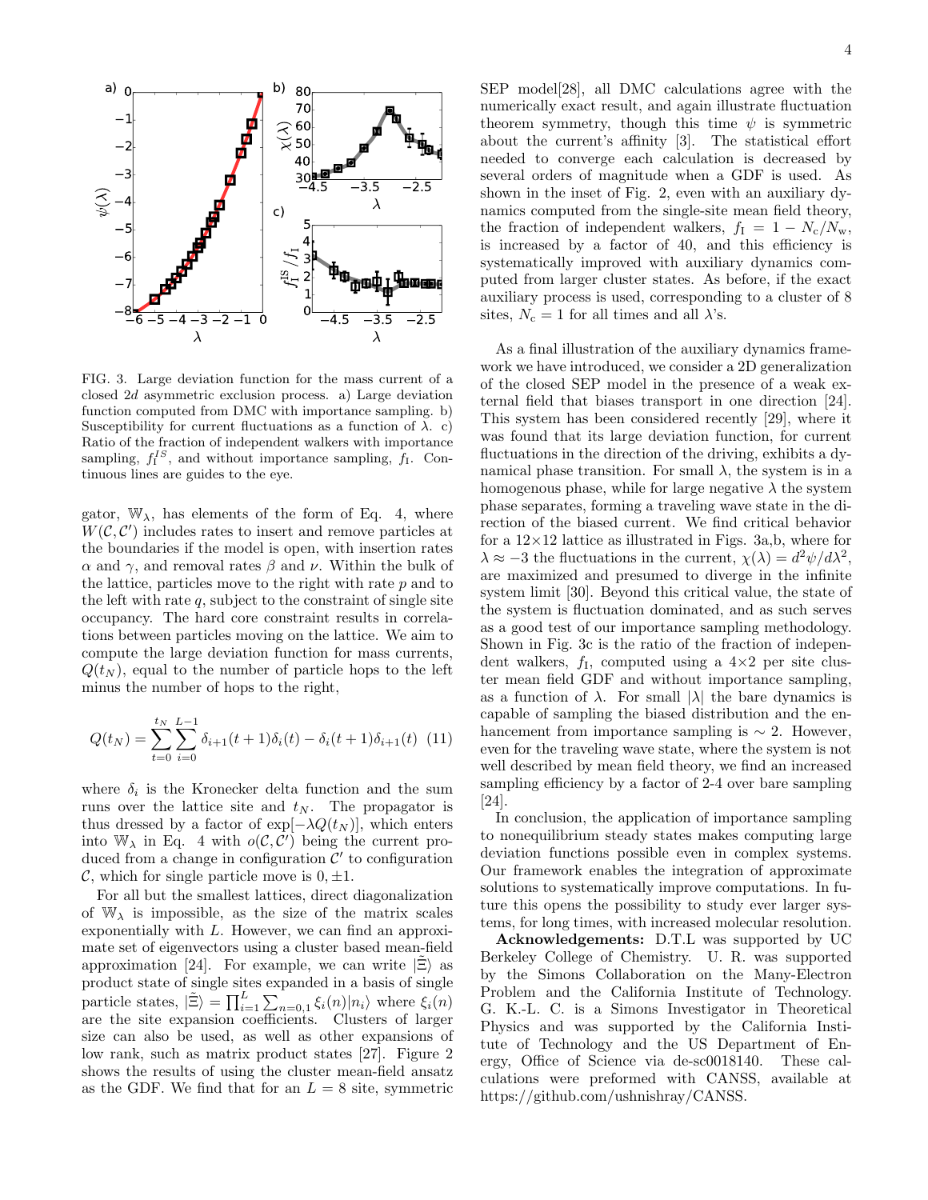FIG. 3. Large deviation function for the mass current of a closed 2$d$ asymmetric exclusion process. a) Large deviation function computed from DMC with importance sampling. b) Susceptibility for current fluctuations as a function of $\lambda$. c) Ratio of the fraction of independent walkers with importance sampling, $f_I^{IS}$, and without importance sampling, $f_I$. Continuous lines are guides to the eye.

gator, $\mathbb{W}_\lambda$, has elements of the form of Eq. 4, where $W(\mathcal{C}, \mathcal{C}')$ includes rates to insert and remove particles at the boundaries if the model is open, with insertion rates $\alpha$ and $\gamma$, and removal rates $\beta$ and $\nu$. Within the bulk of the lattice, particles move to the right with rate $p$ and to the left with rate $q$, subject to the constraint of single site occupancy. The hard core constraint results in correlations between particles moving on the lattice. We aim to compute the large deviation function for mass currents, $Q(t_N)$, equal to the number of particle hops to the left minus the number of hops to the right,

$$Q(t_N) = \sum_{t=0}^{t_N} \sum_{i=0}^{L-1} \delta_{i+1}(t+1)\delta_i(t) - \delta_i(t+1)\delta_{i+1}(t) \quad (11)$$

where $\delta_i$ is the Kronecker delta function and the sum runs over the lattice site and $t_N$. The propagator is thus dressed by a factor of $\exp[-\lambda Q(t_N)]$, which enters into $\mathbb{W}_\lambda$ in Eq. 4 with $o(\mathcal{C}, \mathcal{C}')$ being the current produced from a change in configuration $\mathcal{C}'$ to configuration $\mathcal{C}$, which for single particle move is $0, \pm 1$.

For all but the smallest lattices, direct diagonalization of $\mathbb{W}_\lambda$ is impossible, as the size of the matrix scales exponentially with $L$. However, we can find an approximate set of eigenvectors using a cluster based mean-field approximation [24]. For example, we can write $|\tilde{\Xi}\rangle$ as product state of single sites expanded in a basis of single particle states, $|\tilde{\Xi}\rangle = \prod_{i=1}^{L} \sum_{n=0,1} \xi_i(n)|n_i\rangle$ where $\xi_i(n)$ are the site expansion coefficients. Clusters of larger size can also be used, as well as other expansions of low rank, such as matrix product states [27]. Figure 2 shows the results of using the cluster mean-field ansatz as the GDF. We find that for an $L = 8$ site, symmetric SEP model[28], all DMC calculations agree with the numerically exact result, and again illustrate fluctuation theorem symmetry, though this time $\psi$ is symmetric about the current's affinity [3]. The statistical effort needed to converge each calculation is decreased by several orders of magnitude when a GDF is used. As shown in the inset of Fig. 2, even with an auxiliary dynamics computed from the single-site mean field theory, the fraction of independent walkers, $f_I = 1 - N_c/N_w$, is increased by a factor of 40, and this efficiency is systematically improved with auxiliary dynamics computed from larger cluster states. As before, if the exact auxiliary process is used, corresponding to a cluster of 8 sites, $N_c = 1$ for all times and all $\lambda$'s.

As a final illustration of the auxiliary dynamics framework we have introduced, we consider a 2D generalization of the closed SEP model in the presence of a weak external field that biases transport in one direction [24]. This system has been considered recently [29], where it was found that its large deviation function, for current fluctuations in the direction of the driving, exhibits a dynamical phase transition. For small $\lambda$, the system is in a homogenous phase, while for large negative $\lambda$ the system phase separates, forming a traveling wave state in the direction of the biased current. We find critical behavior for a 12×12 lattice as illustrated in Figs. 3a,b, where for $\lambda \approx -3$ the fluctuations in the current, $\chi(\lambda) = d^2\psi/d\lambda^2$, are maximized and presumed to diverge in the infinite system limit [30]. Beyond this critical value, the state of the system is fluctuation dominated, and as such serves as a good test of our importance sampling methodology. Shown in Fig. 3c is the ratio of the fraction of independent walkers, $f_I$, computed using a 4×2 per site cluster mean field GDF and without importance sampling, as a function of $\lambda$. For small $|\lambda|$ the bare dynamics is capable of sampling the biased distribution and the enhancement from importance sampling is $\sim 2$. However, even for the traveling wave state, where the system is not well described by mean field theory, we find an increased sampling efficiency by a factor of 2-4 over bare sampling [24].

In conclusion, the application of importance sampling to nonequilibrium steady states makes computing large deviation functions possible even in complex systems. Our framework enables the integration of approximate solutions to systematically improve computations. In future this opens the possibility to study ever larger systems, for long times, with increased molecular resolution.

**Acknowledgements:** D.T.L was supported by UC Berkeley College of Chemistry. U. R. was supported by the Simons Collaboration on the Many-Electron Problem and the California Institute of Technology. G. K.-L. C. is a Simons Investigator in Theoretical Physics and was supported by the California Institute of Technology and the US Department of Energy, Office of Science via de-sc0018140. These calculations were preformed with CANSS, available at https://github.com/ushnishray/CANSS.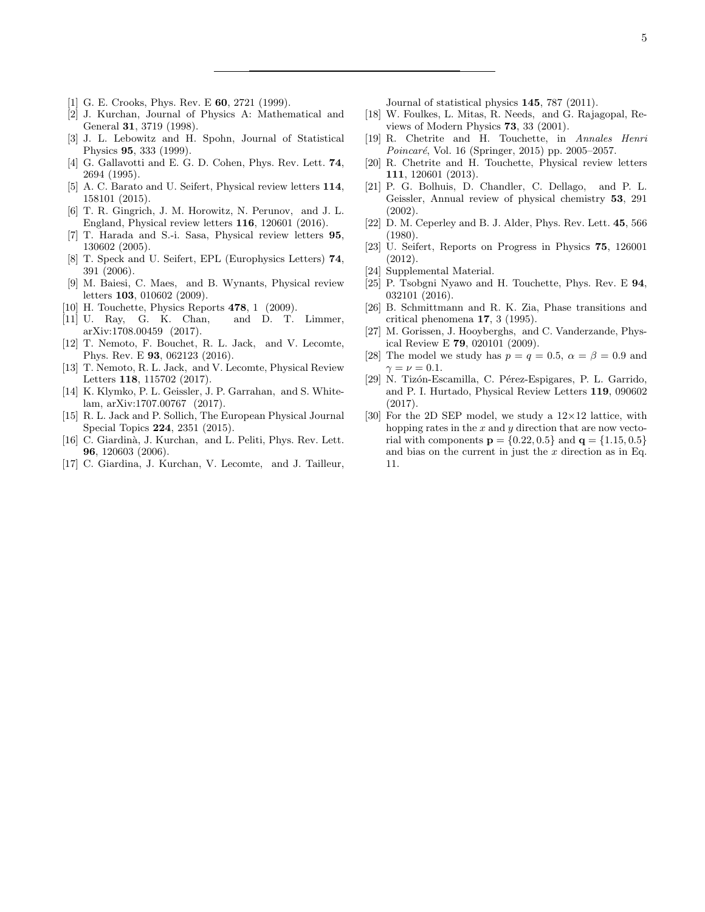[1] G. E. Crooks, Phys. Rev. E **60**, 2721 (1999).

[2] J. Kurchan, Journal of Physics A: Mathematical and General **31**, 3719 (1998).

[3] J. L. Lebowitz and H. Spohn, Journal of Statistical Physics **95**, 333 (1999).

[4] G. Gallavotti and E. G. D. Cohen, Phys. Rev. Lett. **74**, 2694 (1995).

[5] A. C. Barato and U. Seifert, Physical review letters **114**, 158101 (2015).

[6] T. R. Gingrich, J. M. Horowitz, N. Perunov, and J. L. England, Physical review letters **116**, 120601 (2016).

[7] T. Harada and S.-i. Sasa, Physical review letters **95**, 130602 (2005).

[8] T. Speck and U. Seifert, EPL (Europhysics Letters) **74**, 391 (2006).

[9] M. Baiesi, C. Maes, and B. Wynants, Physical review letters **103**, 010602 (2009).

[10] H. Touchette, Physics Reports **478**, 1 (2009).

[11] U. Ray, G. K. Chan, and D. T. Limmer, arXiv:1708.00459 (2017).

[12] T. Nemoto, F. Bouchet, R. L. Jack, and V. Lecomte, Phys. Rev. E **93**, 062123 (2016).

[13] T. Nemoto, R. L. Jack, and V. Lecomte, Physical Review Letters **118**, 115702 (2017).

[14] K. Klymko, P. L. Geissler, J. P. Garrahan, and S. Whitelam, arXiv:1707.00767 (2017).

[15] R. L. Jack and P. Sollich, The European Physical Journal Special Topics **224**, 2351 (2015).

[16] C. Giardinà, J. Kurchan, and L. Peliti, Phys. Rev. Lett. **96**, 120603 (2006).

[17] C. Giardina, J. Kurchan, V. Lecomte, and J. Tailleur, Journal of statistical physics **145**, 787 (2011).

[18] W. Foulkes, L. Mitas, R. Needs, and G. Rajagopal, Reviews of Modern Physics **73**, 33 (2001).

[19] R. Chetrite and H. Touchette, in *Annales Henri Poincaré*, Vol. 16 (Springer, 2015) pp. 2005–2057.

[20] R. Chetrite and H. Touchette, Physical review letters **111**, 120601 (2013).

[21] P. G. Bolhuis, D. Chandler, C. Dellago, and P. L. Geissler, Annual review of physical chemistry **53**, 291 (2002).

[22] D. M. Ceperley and B. J. Alder, Phys. Rev. Lett. **45**, 566 (1980).

[23] U. Seifert, Reports on Progress in Physics **75**, 126001 (2012).

[24] Supplemental Material.

[25] P. Tsobgni Nyawo and H. Touchette, Phys. Rev. E **94**, 032101 (2016).

[26] B. Schmittmann and R. K. Zia, Phase transitions and critical phenomena **17**, 3 (1995).

[27] M. Gorissen, J. Hooyberghs, and C. Vanderzande, Physical Review E **79**, 020101 (2009).

[28] The model we study has $p = q = 0.5$, $\alpha = \beta = 0.9$ and $\gamma = \nu = 0.1$.

[29] N. Tizón-Escamilla, C. Pérez-Espigares, P. L. Garrido, and P. I. Hurtado, Physical Review Letters **119**, 090602 (2017).

[30] For the 2D SEP model, we study a $12\times12$ lattice, with hopping rates in the $x$ and $y$ direction that are now vectorial with components $\mathbf{p} = \{0.22, 0.5\}$ and $\mathbf{q} = \{1.15, 0.5\}$ and bias on the current in just the $x$ direction as in Eq. 11.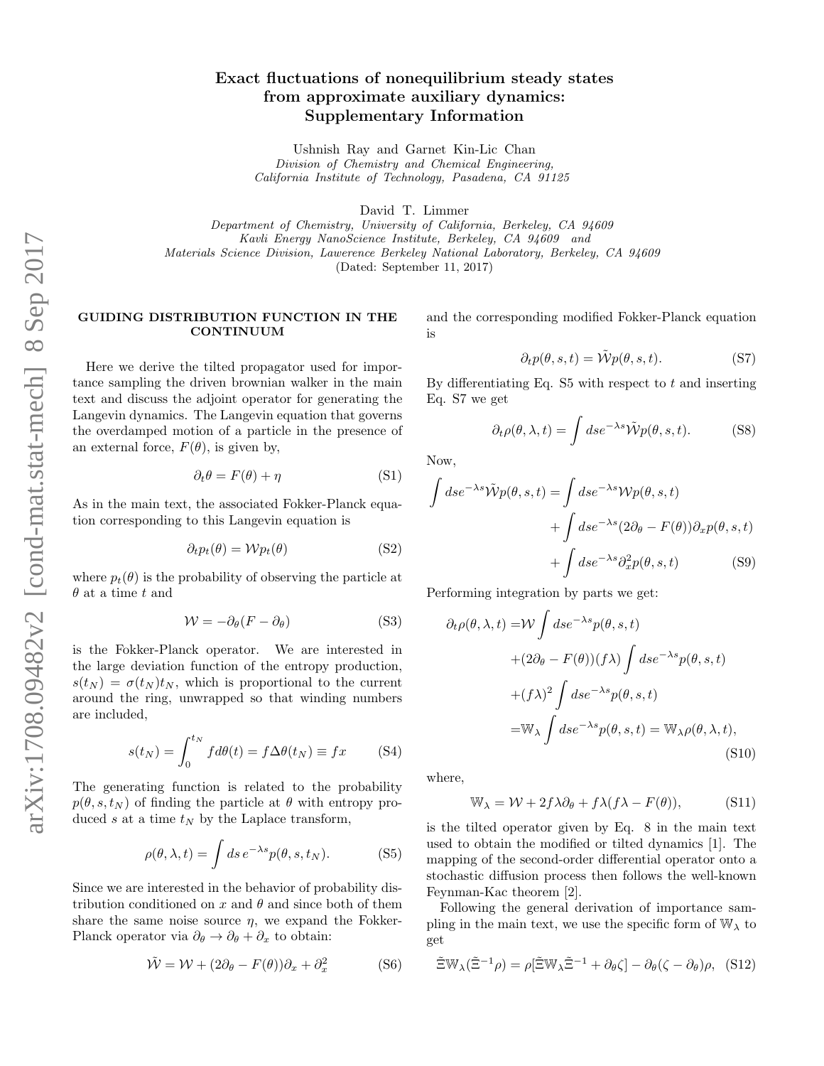# Exact fluctuations of nonequilibrium steady states from approximate auxiliary dynamics: Supplementary Information

Ushnish Ray and Garnet Kin-Lic Chan
*Division of Chemistry and Chemical Engineering, California Institute of Technology, Pasadena, CA 91125*

David T. Limmer
*Department of Chemistry, University of California, Berkeley, CA 94609*
*Kavli Energy NanoScience Institute, Berkeley, CA 94609 and*
*Materials Science Division, Lawerence Berkeley National Laboratory, Berkeley, CA 94609*
(Dated: September 11, 2017)

## GUIDING DISTRIBUTION FUNCTION IN THE CONTINUUM

Here we derive the tilted propagator used for importance sampling the driven brownian walker in the main text and discuss the adjoint operator for generating the Langevin dynamics. The Langevin equation that governs the overdamped motion of a particle in the presence of an external force, $F(\theta)$, is given by,

$$\partial_t \theta = F(\theta) + \eta \tag{S1}$$

As in the main text, the associated Fokker-Planck equation corresponding to this Langevin equation is

$$\partial_t p_t(\theta) = \mathcal{W} p_t(\theta) \tag{S2}$$

where $p_t(\theta)$ is the probability of observing the particle at $\theta$ at a time $t$ and

$$\mathcal{W} = -\partial_\theta (F - \partial_\theta) \tag{S3}$$

is the Fokker-Planck operator. We are interested in the large deviation function of the entropy production, $s(t_N) = \sigma(t_N) t_N$, which is proportional to the current around the ring, unwrapped so that winding numbers are included,

$$s(t_N) = \int_0^{t_N} f d\theta(t) = f \Delta\theta(t_N) \equiv f x \tag{S4}$$

The generating function is related to the probability $p(\theta, s, t_N)$ of finding the particle at $\theta$ with entropy produced $s$ at a time $t_N$ by the Laplace transform,

$$\rho(\theta, \lambda, t) = \int ds\, e^{-\lambda s} p(\theta, s, t_N). \tag{S5}$$

Since we are interested in the behavior of probability distribution conditioned on $x$ and $\theta$ and since both of them share the same noise source $\eta$, we expand the Fokker-Planck operator via $\partial_\theta \to \partial_\theta + \partial_x$ to obtain:

$$\tilde{\mathcal{W}} = \mathcal{W} + (2\partial_\theta - F(\theta))\partial_x + \partial_x^2 \tag{S6}$$

and the corresponding modified Fokker-Planck equation is

$$\partial_t p(\theta, s, t) = \tilde{\mathcal{W}} p(\theta, s, t). \tag{S7}$$

By differentiating Eq. S5 with respect to $t$ and inserting Eq. S7 we get

$$\partial_t \rho(\theta, \lambda, t) = \int ds e^{-\lambda s} \tilde{\mathcal{W}} p(\theta, s, t). \tag{S8}$$

Now,

$$\begin{aligned}\int ds e^{-\lambda s} \tilde{\mathcal{W}} p(\theta, s, t) = &\int ds e^{-\lambda s} \mathcal{W} p(\theta, s, t) \\ &+ \int ds e^{-\lambda s} (2\partial_\theta - F(\theta))\partial_x p(\theta, s, t) \\ &+ \int ds e^{-\lambda s} \partial_x^2 p(\theta, s, t)\end{aligned} \tag{S9}$$

Performing integration by parts we get:

$$\begin{aligned}\partial_t \rho(\theta, \lambda, t) = &\mathcal{W} \int ds e^{-\lambda s} p(\theta, s, t) \\ &+ (2\partial_\theta - F(\theta))(f\lambda) \int ds e^{-\lambda s} p(\theta, s, t) \\ &+ (f\lambda)^2 \int ds e^{-\lambda s} p(\theta, s, t) \\ = &\mathbb{W}_\lambda \int ds e^{-\lambda s} p(\theta, s, t) = \mathbb{W}_\lambda \rho(\theta, \lambda, t),\end{aligned} \tag{S10}$$

where,

$$\mathbb{W}_\lambda = \mathcal{W} + 2f\lambda\partial_\theta + f\lambda(f\lambda - F(\theta)), \tag{S11}$$

is the tilted operator given by Eq. 8 in the main text used to obtain the modified or tilted dynamics [1]. The mapping of the second-order differential operator onto a stochastic diffusion process then follows the well-known Feynman-Kac theorem [2].

Following the general derivation of importance sampling in the main text, we use the specific form of $\mathbb{W}_\lambda$ to get

$$\tilde{\Xi} \mathbb{W}_\lambda (\tilde{\Xi}^{-1} \rho) = \rho[\tilde{\Xi} \mathbb{W}_\lambda \tilde{\Xi}^{-1} + \partial_\theta \zeta] - \partial_\theta (\zeta - \partial_\theta)\rho, \tag{S12}$$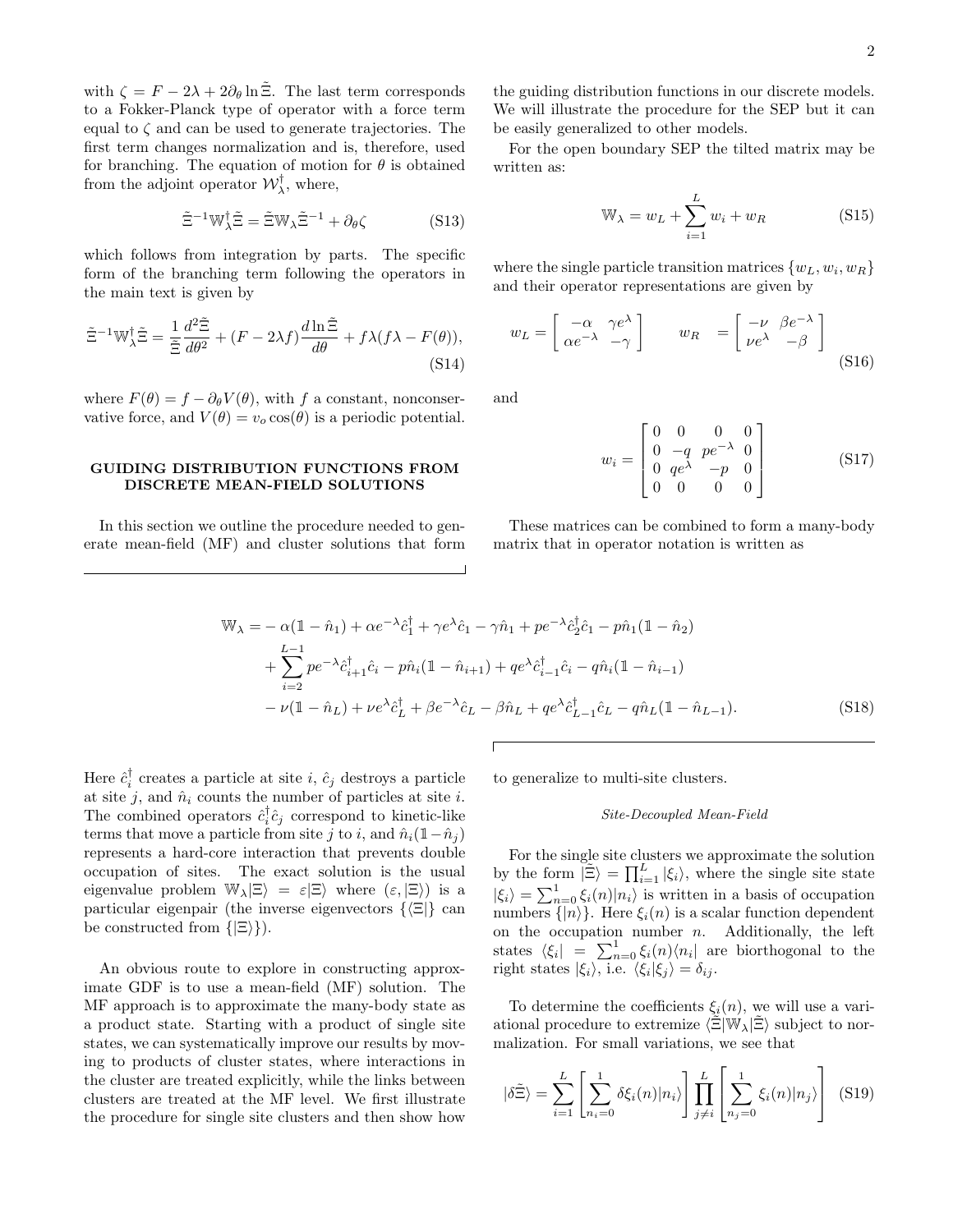with $\zeta = F - 2\lambda + 2\partial_\theta \ln \tilde{\Xi}$. The last term corresponds to a Fokker-Planck type of operator with a force term equal to $\zeta$ and can be used to generate trajectories. The first term changes normalization and is, therefore, used for branching. The equation of motion for $\theta$ is obtained from the adjoint operator $\mathcal{W}_\lambda^\dagger$, where,

$$\tilde{\Xi}^{-1}\mathbb{W}_\lambda^\dagger \tilde{\Xi} = \tilde{\Xi}\mathbb{W}_\lambda \tilde{\Xi}^{-1} + \partial_\theta \zeta \tag{S13}$$

which follows from integration by parts. The specific form of the branching term following the operators in the main text is given by

$$\tilde{\Xi}^{-1}\mathbb{W}_\lambda^\dagger \tilde{\Xi} = \frac{1}{\tilde{\Xi}}\frac{d^2\tilde{\Xi}}{d\theta^2} + (F - 2\lambda f)\frac{d\ln\tilde{\Xi}}{d\theta} + f\lambda(f\lambda - F(\theta)), \tag{S14}$$

where $F(\theta) = f - \partial_\theta V(\theta)$, with $f$ a constant, nonconservative force, and $V(\theta) = v_o \cos(\theta)$ is a periodic potential.

## GUIDING DISTRIBUTION FUNCTIONS FROM DISCRETE MEAN-FIELD SOLUTIONS

In this section we outline the procedure needed to generate mean-field (MF) and cluster solutions that form the guiding distribution functions in our discrete models. We will illustrate the procedure for the SEP but it can be easily generalized to other models.

For the open boundary SEP the tilted matrix may be written as:

$$\mathbb{W}_\lambda = w_L + \sum_{i=1}^{L} w_i + w_R \tag{S15}$$

where the single particle transition matrices $\{w_L, w_i, w_R\}$ and their operator representations are given by

$$w_L = \begin{bmatrix} -\alpha & \gamma e^{\lambda} \\ \alpha e^{-\lambda} & -\gamma \end{bmatrix} \qquad w_R = \begin{bmatrix} -\nu & \beta e^{-\lambda} \\ \nu e^{\lambda} & -\beta \end{bmatrix} \tag{S16}$$

and

$$w_i = \begin{bmatrix} 0 & 0 & 0 & 0 \\ 0 & -q & pe^{-\lambda} & 0 \\ 0 & qe^{\lambda} & -p & 0 \\ 0 & 0 & 0 & 0 \end{bmatrix} \tag{S17}$$

These matrices can be combined to form a many-body matrix that in operator notation is written as

$$\begin{aligned}
\mathbb{W}_\lambda = &-\alpha(\mathbb{1} - \hat{n}_1) + \alpha e^{-\lambda}\hat{c}_1^\dagger + \gamma e^{\lambda}\hat{c}_1 - \gamma\hat{n}_1 + pe^{-\lambda}\hat{c}_2^\dagger\hat{c}_1 - p\hat{n}_1(\mathbb{1} - \hat{n}_2) \\
&+ \sum_{i=2}^{L-1} pe^{-\lambda}\hat{c}_{i+1}^\dagger\hat{c}_i - p\hat{n}_i(\mathbb{1} - \hat{n}_{i+1}) + qe^{\lambda}\hat{c}_{i-1}^\dagger\hat{c}_i - q\hat{n}_i(\mathbb{1} - \hat{n}_{i-1}) \\
&- \nu(\mathbb{1} - \hat{n}_L) + \nu e^{\lambda}\hat{c}_L^\dagger + \beta e^{-\lambda}\hat{c}_L - \beta\hat{n}_L + qe^{\lambda}\hat{c}_{L-1}^\dagger\hat{c}_L - q\hat{n}_L(\mathbb{1} - \hat{n}_{L-1}).
\end{aligned} \tag{S18}$$

Here $\hat{c}_i^\dagger$ creates a particle at site $i$, $\hat{c}_j$ destroys a particle at site $j$, and $\hat{n}_i$ counts the number of particles at site $i$. The combined operators $\hat{c}_i^\dagger\hat{c}_j$ correspond to kinetic-like terms that move a particle from site $j$ to $i$, and $\hat{n}_i(\mathbb{1}-\hat{n}_j)$ represents a hard-core interaction that prevents double occupation of sites. The exact solution is the usual eigenvalue problem $\mathbb{W}_\lambda|\Xi\rangle = \varepsilon|\Xi\rangle$ where $(\varepsilon, |\Xi\rangle)$ is a particular eigenpair (the inverse eigenvectors $\{\langle\Xi|\}$ can be constructed from $\{|\Xi\rangle\}$).

An obvious route to explore in constructing approximate GDF is to use a mean-field (MF) solution. The MF approach is to approximate the many-body state as a product state. Starting with a product of single site states, we can systematically improve our results by moving to products of cluster states, where interactions in the cluster are treated explicitly, while the links between clusters are treated at the MF level. We first illustrate the procedure for single site clusters and then show how to generalize to multi-site clusters.

### *Site-Decoupled Mean-Field*

For the single site clusters we approximate the solution by the form $|\tilde{\Xi}\rangle = \prod_{i=1}^{L}|\xi_i\rangle$, where the single site state $|\xi_i\rangle = \sum_{n=0}^{1}\xi_i(n)|n_i\rangle$ is written in a basis of occupation numbers $\{|n\rangle\}$. Here $\xi_i(n)$ is a scalar function dependent on the occupation number $n$. Additionally, the left states $\langle\xi_i| = \sum_{n=0}^{1}\xi_i(n)\langle n_i|$ are biorthogonal to the right states $|\xi_i\rangle$, i.e. $\langle\xi_i|\xi_j\rangle = \delta_{ij}$.

To determine the coefficients $\xi_i(n)$, we will use a variational procedure to extremize $\langle\tilde{\Xi}|\mathbb{W}_\lambda|\tilde{\Xi}\rangle$ subject to normalization. For small variations, we see that

$$|\delta\tilde{\Xi}\rangle = \sum_{i=1}^{L}\left[\sum_{n_i=0}^{1}\delta\xi_i(n)|n_i\rangle\right]\prod_{j\neq i}^{L}\left[\sum_{n_j=0}^{1}\xi_i(n)|n_j\rangle\right] \tag{S19}$$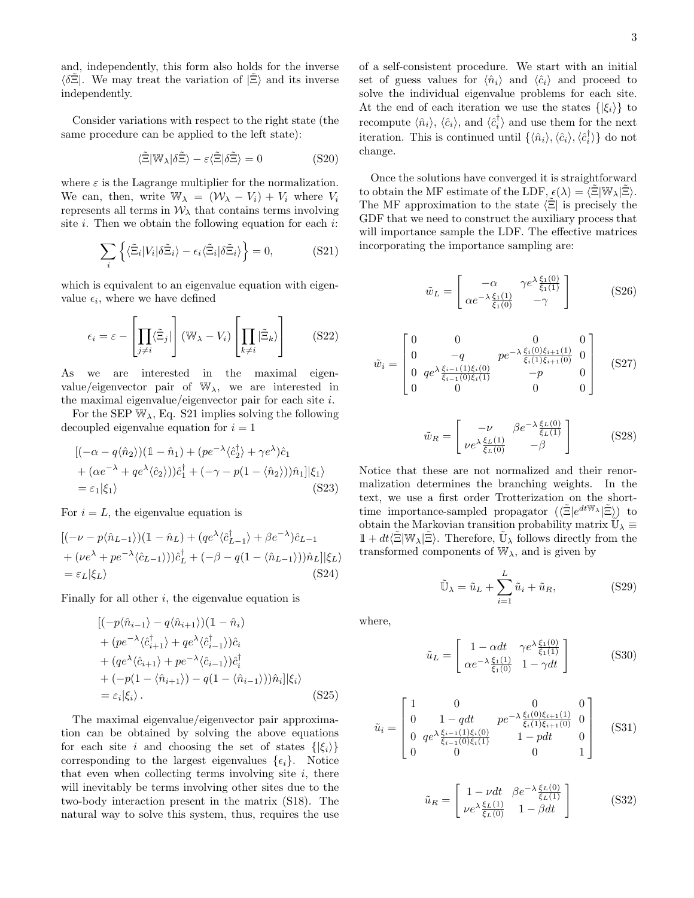and, independently, this form also holds for the inverse $\langle\delta\tilde{\Xi}|$. We may treat the variation of $|\tilde{\Xi}\rangle$ and its inverse independently.

Consider variations with respect to the right state (the same procedure can be applied to the left state):

$$\langle\tilde{\Xi}|\mathbb{W}_\lambda|\delta\tilde{\Xi}\rangle - \varepsilon\langle\tilde{\Xi}|\delta\tilde{\Xi}\rangle = 0 \tag{S20}$$

where $\varepsilon$ is the Lagrange multiplier for the normalization. We can, then, write $\mathbb{W}_\lambda = (\mathcal{W}_\lambda - V_i) + V_i$ where $V_i$ represents all terms in $\mathcal{W}_\lambda$ that contains terms involving site $i$. Then we obtain the following equation for each $i$:

$$\sum_i \left\{ \langle\tilde{\Xi}_i|V_i|\delta\tilde{\Xi}_i\rangle - \epsilon_i\langle\tilde{\Xi}_i|\delta\tilde{\Xi}_i\rangle \right\} = 0, \tag{S21}$$

which is equivalent to an eigenvalue equation with eigenvalue $\epsilon_i$, where we have defined

$$\epsilon_i = \varepsilon - \left[\prod_{j\neq i}\langle\tilde{\Xi}_j|\right](\mathbb{W}_\lambda - V_i)\left[\prod_{k\neq i}|\tilde{\Xi}_k\rangle\right] \tag{S22}$$

As we are interested in the maximal eigenvalue/eigenvector pair of $\mathbb{W}_\lambda$, we are interested in the maximal eigenvalue/eigenvector pair for each site $i$.

For the SEP $\mathbb{W}_\lambda$, Eq. S21 implies solving the following decoupled eigenvalue equation for $i = 1$

$$\begin{aligned}
&[(-\alpha - q\langle\hat{n}_2\rangle)(\mathbb{1} - \hat{n}_1) + (pe^{-\lambda}\langle\hat{c}_2^\dagger\rangle + \gamma e^{\lambda})\hat{c}_1 \\
&+ (\alpha e^{-\lambda} + qe^{\lambda}\langle\hat{c}_2\rangle)\hat{c}_1^\dagger + (-\gamma - p(1 - \langle\hat{n}_2\rangle))\hat{n}_1]|\xi_1\rangle \\
&= \varepsilon_1|\xi_1\rangle
\end{aligned} \tag{S23}$$

For $i = L$, the eigenvalue equation is

$$\begin{aligned}
&[(-\nu - p\langle\hat{n}_{L-1}\rangle)(\mathbb{1} - \hat{n}_L) + (qe^{\lambda}\langle\hat{c}_{L-1}^\dagger\rangle + \beta e^{-\lambda})\hat{c}_{L-1} \\
&+ (\nu e^{\lambda} + pe^{-\lambda}\langle\hat{c}_{L-1}\rangle)\hat{c}_L^\dagger + (-\beta - q(1 - \langle\hat{n}_{L-1}\rangle))\hat{n}_L]|\xi_L\rangle \\
&= \varepsilon_L|\xi_L\rangle
\end{aligned} \tag{S24}$$

Finally for all other $i$, the eigenvalue equation is

$$\begin{aligned}
&[(-p\langle\hat{n}_{i-1}\rangle - q\langle\hat{n}_{i+1}\rangle)(\mathbb{1} - \hat{n}_i) \\
&+ (pe^{-\lambda}\langle\hat{c}_{i+1}^\dagger\rangle + qe^{\lambda}\langle\hat{c}_{i-1}^\dagger\rangle)\hat{c}_i \\
&+ (qe^{\lambda}\langle\hat{c}_{i+1}\rangle + pe^{-\lambda}\langle\hat{c}_{i-1}\rangle)\hat{c}_i^\dagger \\
&+ (-p(1 - \langle\hat{n}_{i+1}\rangle) - q(1 - \langle\hat{n}_{i-1}\rangle))\hat{n}_i]|\xi_i\rangle \\
&= \varepsilon_i|\xi_i\rangle\,.
\end{aligned} \tag{S25}$$

The maximal eigenvalue/eigenvector pair approximation can be obtained by solving the above equations for each site $i$ and choosing the set of states $\{|\xi_i\rangle\}$ corresponding to the largest eigenvalues $\{\epsilon_i\}$. Notice that even when collecting terms involving site $i$, there will inevitably be terms involving other sites due to the two-body interaction present in the matrix (S18). The natural way to solve this system, thus, requires the use of a self-consistent procedure. We start with an initial set of guess values for $\langle\hat{n}_i\rangle$ and $\langle\hat{c}_i\rangle$ and proceed to solve the individual eigenvalue problems for each site. At the end of each iteration we use the states $\{|\xi_i\rangle\}$ to recompute $\langle\hat{n}_i\rangle$, $\langle\hat{c}_i\rangle$, and $\langle\hat{c}_i^\dagger\rangle$ and use them for the next iteration. This is continued until $\{\langle\hat{n}_i\rangle, \langle\hat{c}_i\rangle, \langle\hat{c}_i^\dagger\rangle\}$ do not change.

Once the solutions have converged it is straightforward to obtain the MF estimate of the LDF, $\epsilon(\lambda) = \langle\tilde{\Xi}|\mathbb{W}_\lambda|\tilde{\Xi}\rangle$. The MF approximation to the state $\langle\tilde{\Xi}|$ is precisely the GDF that we need to construct the auxiliary process that will importance sample the LDF. The effective matrices incorporating the importance sampling are:

$$\tilde{w}_L = \begin{bmatrix} -\alpha & \gamma e^{\lambda}\frac{\xi_1(0)}{\xi_1(1)} \\ \alpha e^{-\lambda}\frac{\xi_1(1)}{\xi_1(0)} & -\gamma \end{bmatrix} \tag{S26}$$

$$\tilde{w}_i = \begin{bmatrix} 0 & 0 & 0 & 0 \\ 0 & -q & pe^{-\lambda}\frac{\xi_i(0)\xi_{i+1}(1)}{\xi_i(1)\xi_{i+1}(0)} & 0 \\ 0 & qe^{\lambda}\frac{\xi_{i-1}(1)\xi_i(0)}{\xi_{i-1}(0)\xi_i(1)} & -p & 0 \\ 0 & 0 & 0 & 0 \end{bmatrix} \tag{S27}$$

$$\tilde{w}_R = \begin{bmatrix} -\nu & \beta e^{-\lambda}\frac{\xi_L(0)}{\xi_L(1)} \\ \nu e^{\lambda}\frac{\xi_L(1)}{\xi_L(0)} & -\beta \end{bmatrix} \tag{S28}$$

Notice that these are not normalized and their renormalization determines the branching weights. In the text, we use a first order Trotterization on the short-time importance-sampled propagator ($\langle\tilde{\Xi}|e^{dt\mathbb{W}_\lambda}|\tilde{\Xi}\rangle$) to obtain the Markovian transition probability matrix $\mathbb{U}_\lambda \equiv \mathbb{1} + dt\langle\tilde{\Xi}|\mathbb{W}_\lambda|\tilde{\Xi}\rangle$. Therefore, $\tilde{\mathbb{U}}_\lambda$ follows directly from the transformed components of $\mathbb{W}_\lambda$, and is given by

$$\tilde{\mathbb{U}}_\lambda = \tilde{u}_L + \sum_{i=1}^{L}\tilde{u}_i + \tilde{u}_R, \tag{S29}$$

where,

$$\tilde{u}_L = \begin{bmatrix} 1 - \alpha dt & \gamma e^{\lambda}\frac{\xi_1(0)}{\xi_1(1)} \\ \alpha e^{-\lambda}\frac{\xi_1(1)}{\xi_1(0)} & 1 - \gamma dt \end{bmatrix} \tag{S30}$$

$$\tilde{u}_i = \begin{bmatrix} 1 & 0 & 0 & 0 \\ 0 & 1 - qdt & pe^{-\lambda}\frac{\xi_i(0)\xi_{i+1}(1)}{\xi_i(1)\xi_{i+1}(0)} & 0 \\ 0 & qe^{\lambda}\frac{\xi_{i-1}(1)\xi_i(0)}{\xi_{i-1}(0)\xi_i(1)} & 1 - pdt & 0 \\ 0 & 0 & 0 & 1 \end{bmatrix} \tag{S31}$$

$$\tilde{u}_R = \begin{bmatrix} 1 - \nu dt & \beta e^{-\lambda}\frac{\xi_L(0)}{\xi_L(1)} \\ \nu e^{\lambda}\frac{\xi_L(1)}{\xi_L(0)} & 1 - \beta dt \end{bmatrix} \tag{S32}$$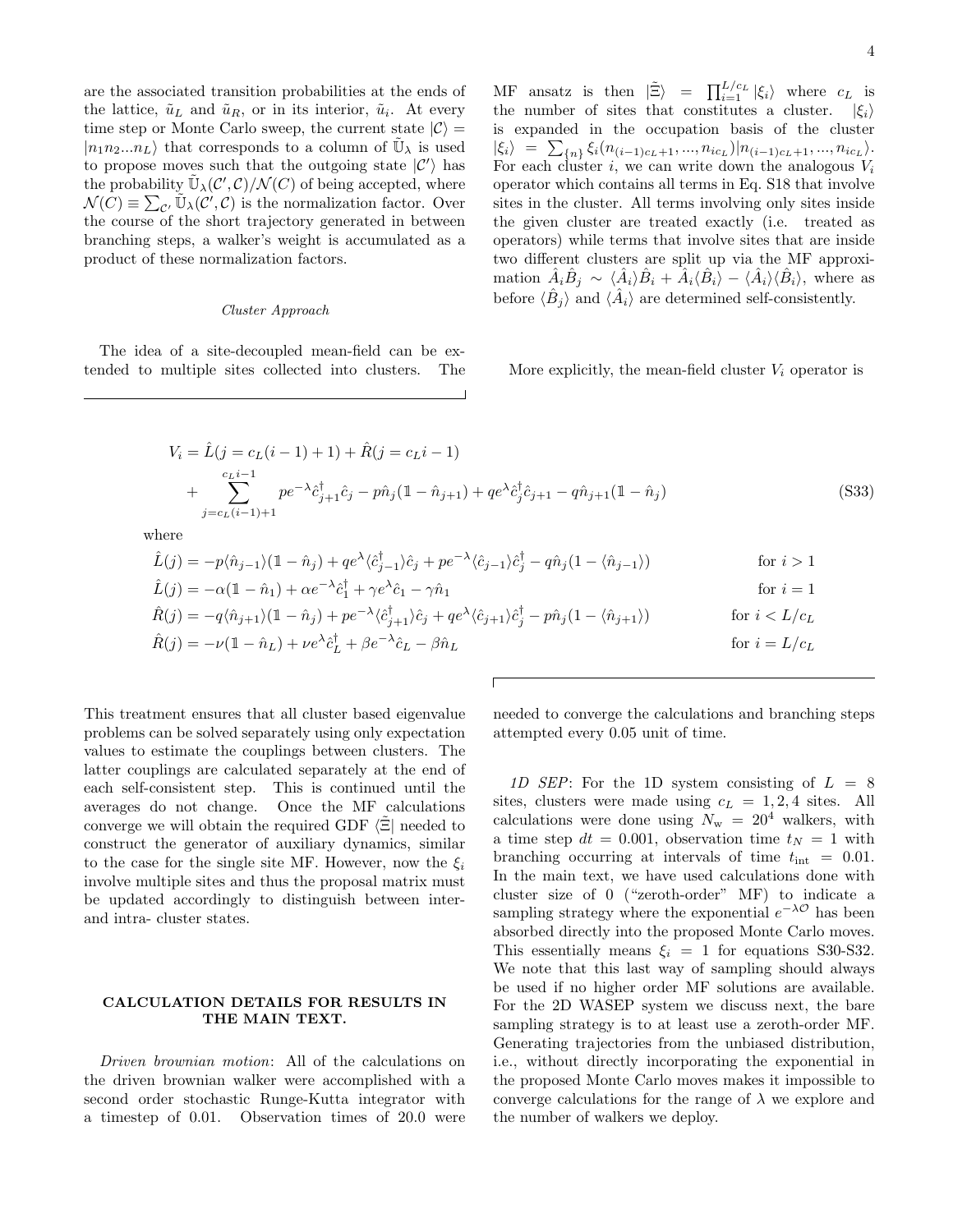are the associated transition probabilities at the ends of the lattice, $\tilde{u}_L$ and $\tilde{u}_R$, or in its interior, $\tilde{u}_i$. At every time step or Monte Carlo sweep, the current state $|\mathcal{C}\rangle = |n_1 n_2 ... n_L\rangle$ that corresponds to a column of $\tilde{\mathbb{U}}_\lambda$ is used to propose moves such that the outgoing state $|\mathcal{C}'\rangle$ has the probability $\tilde{\mathbb{U}}_\lambda(\mathcal{C}', \mathcal{C})/\mathcal{N}(C)$ of being accepted, where $\mathcal{N}(C) \equiv \sum_{\mathcal{C}'} \tilde{\mathbb{U}}_\lambda(\mathcal{C}', \mathcal{C})$ is the normalization factor. Over the course of the short trajectory generated in between branching steps, a walker's weight is accumulated as a product of these normalization factors.

### *Cluster Approach*

The idea of a site-decoupled mean-field can be extended to multiple sites collected into clusters. The MF ansatz is then $|\tilde{\Xi}\rangle = \prod_{i=1}^{L/c_L} |\xi_i\rangle$ where $c_L$ is the number of sites that constitutes a cluster. $|\xi_i\rangle$ is expanded in the occupation basis of the cluster $|\xi_i\rangle = \sum_{\{n\}} \xi_i(n_{(i-1)c_L+1}, ..., n_{ic_L}) |n_{(i-1)c_L+1}, ..., n_{ic_L}\rangle$. For each cluster $i$, we can write down the analogous $V_i$ operator which contains all terms in Eq. S18 that involve sites in the cluster. All terms involving only sites inside the given cluster are treated exactly (i.e. treated as operators) while terms that involve sites that are inside two different clusters are split up via the MF approximation $\hat{A}_i \hat{B}_j \sim \langle \hat{A}_i \rangle \hat{B}_i + \hat{A}_i \langle \hat{B}_i \rangle - \langle \hat{A}_i \rangle \langle \hat{B}_i \rangle$, where as before $\langle \hat{B}_j \rangle$ and $\langle \hat{A}_i \rangle$ are determined self-consistently.

More explicitly, the mean-field cluster $V_i$ operator is

$$
\begin{aligned}
V_i = & \hat{L}(j = c_L(i-1)+1) + \hat{R}(j = c_L i - 1) \\
& + \sum_{j=c_L(i-1)+1}^{c_L i - 1} p e^{-\lambda} \hat{c}_{j+1}^\dagger \hat{c}_j - p \hat{n}_j (\mathbb{1} - \hat{n}_{j+1}) + q e^{\lambda} \hat{c}_j^\dagger \hat{c}_{j+1} - q \hat{n}_{j+1} (\mathbb{1} - \hat{n}_j)
\end{aligned} \tag{S33}
$$

where

$$
\begin{aligned}
\hat{L}(j) &= -p\langle \hat{n}_{j-1} \rangle (\mathbb{1} - \hat{n}_j) + q e^{\lambda} \langle \hat{c}_{j-1}^\dagger \rangle \hat{c}_j + p e^{-\lambda} \langle \hat{c}_{j-1} \rangle \hat{c}_j^\dagger - q \hat{n}_j (1 - \langle \hat{n}_{j-1} \rangle) && \text{for } i > 1 \\
\hat{L}(j) &= -\alpha (\mathbb{1} - \hat{n}_1) + \alpha e^{-\lambda} \hat{c}_1^\dagger + \gamma e^{\lambda} \hat{c}_1 - \gamma \hat{n}_1 && \text{for } i = 1 \\
\hat{R}(j) &= -q\langle \hat{n}_{j+1} \rangle (\mathbb{1} - \hat{n}_j) + p e^{-\lambda} \langle \hat{c}_{j+1}^\dagger \rangle \hat{c}_j + q e^{\lambda} \langle \hat{c}_{j+1} \rangle \hat{c}_j^\dagger - p \hat{n}_j (1 - \langle \hat{n}_{j+1} \rangle) && \text{for } i < L/c_L \\
\hat{R}(j) &= -\nu (\mathbb{1} - \hat{n}_L) + \nu e^{\lambda} \hat{c}_L^\dagger + \beta e^{-\lambda} \hat{c}_L - \beta \hat{n}_L && \text{for } i = L/c_L
\end{aligned}
$$

This treatment ensures that all cluster based eigenvalue problems can be solved separately using only expectation values to estimate the couplings between clusters. The latter couplings are calculated separately at the end of each self-consistent step. This is continued until the averages do not change. Once the MF calculations converge we will obtain the required GDF $\langle \tilde{\Xi} |$ needed to construct the generator of auxiliary dynamics, similar to the case for the single site MF. However, now the $\xi_i$ involve multiple sites and thus the proposal matrix must be updated accordingly to distinguish between inter- and intra- cluster states.

## CALCULATION DETAILS FOR RESULTS IN THE MAIN TEXT.

*Driven brownian motion*: All of the calculations on the driven brownian walker were accomplished with a second order stochastic Runge-Kutta integrator with a timestep of 0.01. Observation times of 20.0 were needed to converge the calculations and branching steps attempted every 0.05 unit of time.

*1D SEP*: For the 1D system consisting of $L = 8$ sites, clusters were made using $c_L = 1, 2, 4$ sites. All calculations were done using $N_\text{w} = 20^4$ walkers, with a time step $dt = 0.001$, observation time $t_N = 1$ with branching occurring at intervals of time $t_\text{int} = 0.01$. In the main text, we have used calculations done with cluster size of 0 ("zeroth-order" MF) to indicate a sampling strategy where the exponential $e^{-\lambda \mathcal{O}}$ has been absorbed directly into the proposed Monte Carlo moves. This essentially means $\xi_i = 1$ for equations S30-S32. We note that this last way of sampling should always be used if no higher order MF solutions are available. For the 2D WASEP system we discuss next, the bare sampling strategy is to at least use a zeroth-order MF. Generating trajectories from the unbiased distribution, i.e., without directly incorporating the exponential in the proposed Monte Carlo moves makes it impossible to converge calculations for the range of $\lambda$ we explore and the number of walkers we deploy.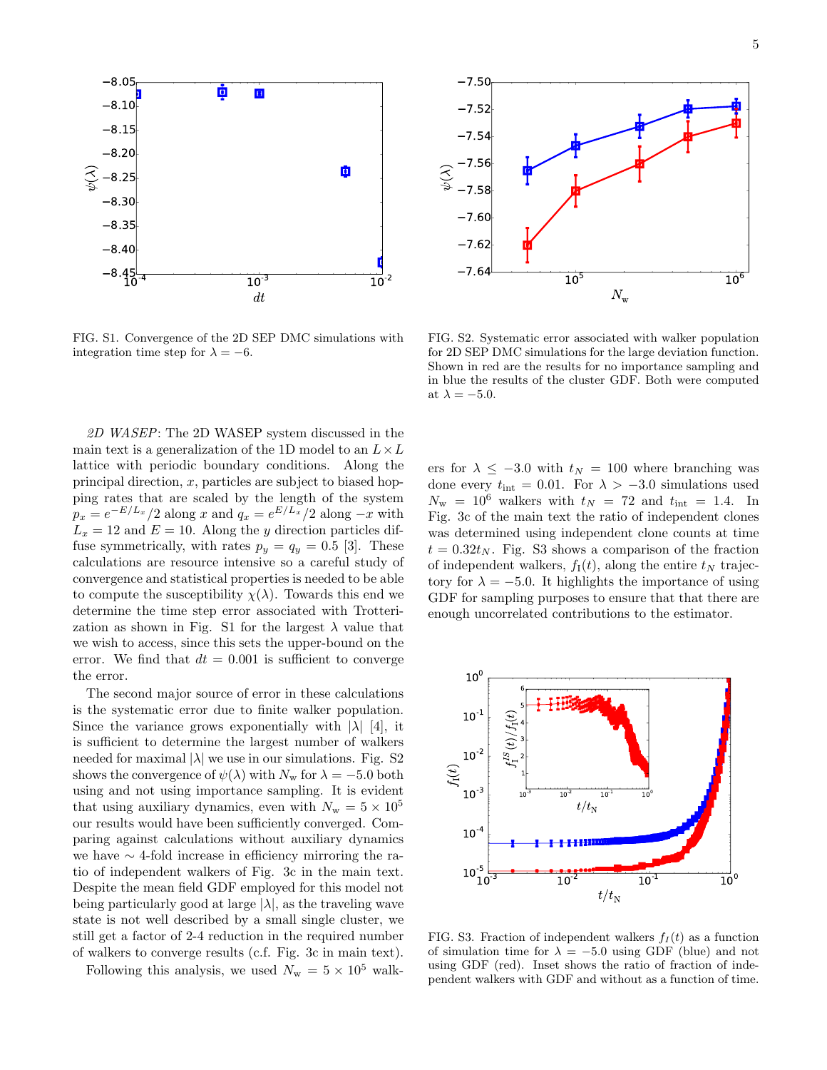FIG. S1. Convergence of the 2D SEP DMC simulations with integration time step for $\lambda = -6$.

FIG. S2. Systematic error associated with walker population for 2D SEP DMC simulations for the large deviation function. Shown in red are the results for no importance sampling and in blue the results of the cluster GDF. Both were computed at $\lambda = -5.0$.

*2D WASEP*: The 2D WASEP system discussed in the main text is a generalization of the 1D model to an $L \times L$ lattice with periodic boundary conditions. Along the principal direction, $x$, particles are subject to biased hopping rates that are scaled by the length of the system $p_x = e^{-E/L_x}/2$ along $x$ and $q_x = e^{E/L_x}/2$ along $-x$ with $L_x = 12$ and $E = 10$. Along the $y$ direction particles diffuse symmetrically, with rates $p_y = q_y = 0.5$ [3]. These calculations are resource intensive so a careful study of convergence and statistical properties is needed to be able to compute the susceptibility $\chi(\lambda)$. Towards this end we determine the time step error associated with Trotterization as shown in Fig. S1 for the largest $\lambda$ value that we wish to access, since this sets the upper-bound on the error. We find that $dt = 0.001$ is sufficient to converge the error.

The second major source of error in these calculations is the systematic error due to finite walker population. Since the variance grows exponentially with $|\lambda|$ [4], it is sufficient to determine the largest number of walkers needed for maximal $|\lambda|$ we use in our simulations. Fig. S2 shows the convergence of $\psi(\lambda)$ with $N_\mathrm{w}$ for $\lambda = -5.0$ both using and not using importance sampling. It is evident that using auxiliary dynamics, even with $N_\mathrm{w} = 5 \times 10^5$ our results would have been sufficiently converged. Comparing against calculations without auxiliary dynamics we have $\sim$ 4-fold increase in efficiency mirroring the ratio of independent walkers of Fig. 3c in the main text. Despite the mean field GDF employed for this model not being particularly good at large $|\lambda|$, as the traveling wave state is not well described by a small single cluster, we still get a factor of 2-4 reduction in the required number of walkers to converge results (c.f. Fig. 3c in main text).

Following this analysis, we used $N_\mathrm{w} = 5 \times 10^5$ walkers for $\lambda \leq -3.0$ with $t_N = 100$ where branching was done every $t_\mathrm{int} = 0.01$. For $\lambda > -3.0$ simulations used $N_\mathrm{w} = 10^6$ walkers with $t_N = 72$ and $t_\mathrm{int} = 1.4$. In Fig. 3c of the main text the ratio of independent clones was determined using independent clone counts at time $t = 0.32 t_N$. Fig. S3 shows a comparison of the fraction of independent walkers, $f_\mathrm{I}(t)$, along the entire $t_N$ trajectory for $\lambda = -5.0$. It highlights the importance of using GDF for sampling purposes to ensure that that there are enough uncorrelated contributions to the estimator.

FIG. S3. Fraction of independent walkers $f_I(t)$ as a function of simulation time for $\lambda = -5.0$ using GDF (blue) and not using GDF (red). Inset shows the ratio of fraction of independent walkers with GDF and without as a function of time.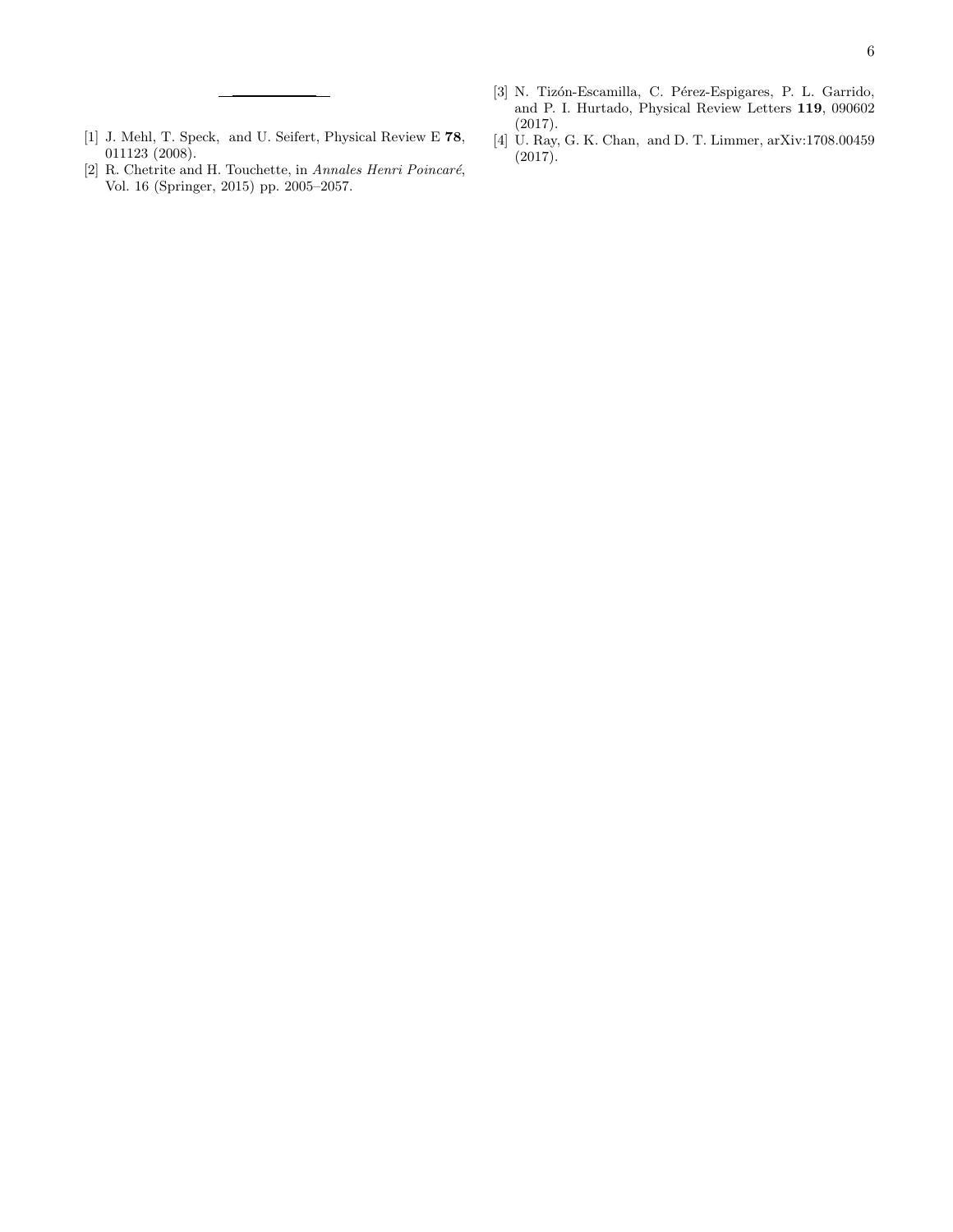[1] J. Mehl, T. Speck, and U. Seifert, Physical Review E **78**, 011123 (2008).

[2] R. Chetrite and H. Touchette, in *Annales Henri Poincaré*, Vol. 16 (Springer, 2015) pp. 2005–2057.

[3] N. Tizón-Escamilla, C. Pérez-Espigares, P. L. Garrido, and P. I. Hurtado, Physical Review Letters **119**, 090602 (2017).

[4] U. Ray, G. K. Chan, and D. T. Limmer, arXiv:1708.00459 (2017).